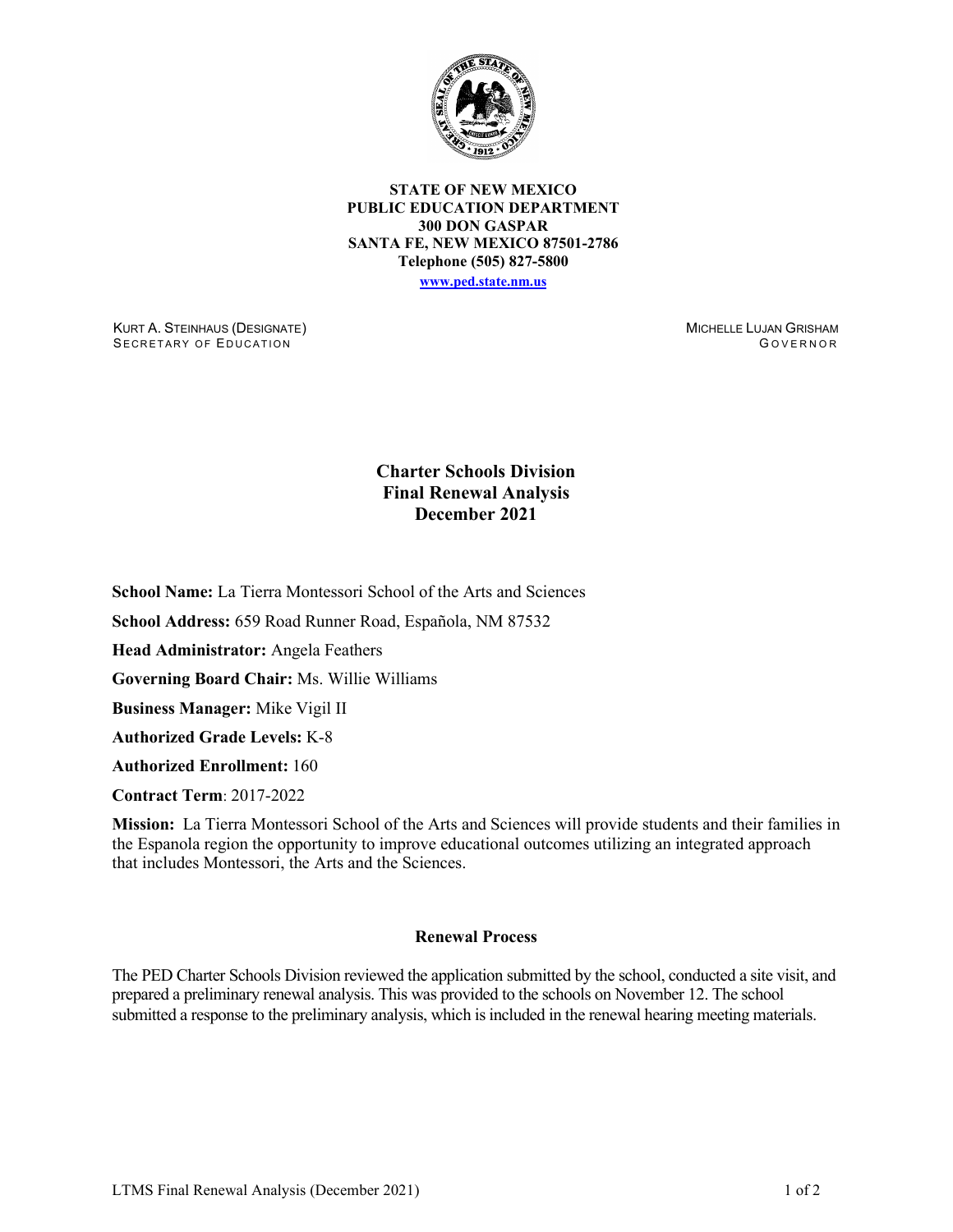**STATE OF NEW MEXICO**
**PUBLIC EDUCATION DEPARTMENT**
**300 DON GASPAR**
**SANTA FE, NEW MEXICO 87501-2786**
**Telephone (505) 827-5800**
**www.ped.state.nm.us**

KURT A. STEINHAUS (DESIGNATE)
SECRETARY OF EDUCATION

MICHELLE LUJAN GRISHAM
GOVERNOR

# Charter Schools Division Final Renewal Analysis December 2021

**School Name:** La Tierra Montessori School of the Arts and Sciences

**School Address:** 659 Road Runner Road, Española, NM 87532

**Head Administrator:** Angela Feathers

**Governing Board Chair:** Ms. Willie Williams

**Business Manager:** Mike Vigil II

**Authorized Grade Levels:** K-8

**Authorized Enrollment:** 160

**Contract Term**: 2017-2022

**Mission:** La Tierra Montessori School of the Arts and Sciences will provide students and their families in the Espanola region the opportunity to improve educational outcomes utilizing an integrated approach that includes Montessori, the Arts and the Sciences.

## Renewal Process

The PED Charter Schools Division reviewed the application submitted by the school, conducted a site visit, and prepared a preliminary renewal analysis. This was provided to the schools on November 12. The school submitted a response to the preliminary analysis, which is included in the renewal hearing meeting materials.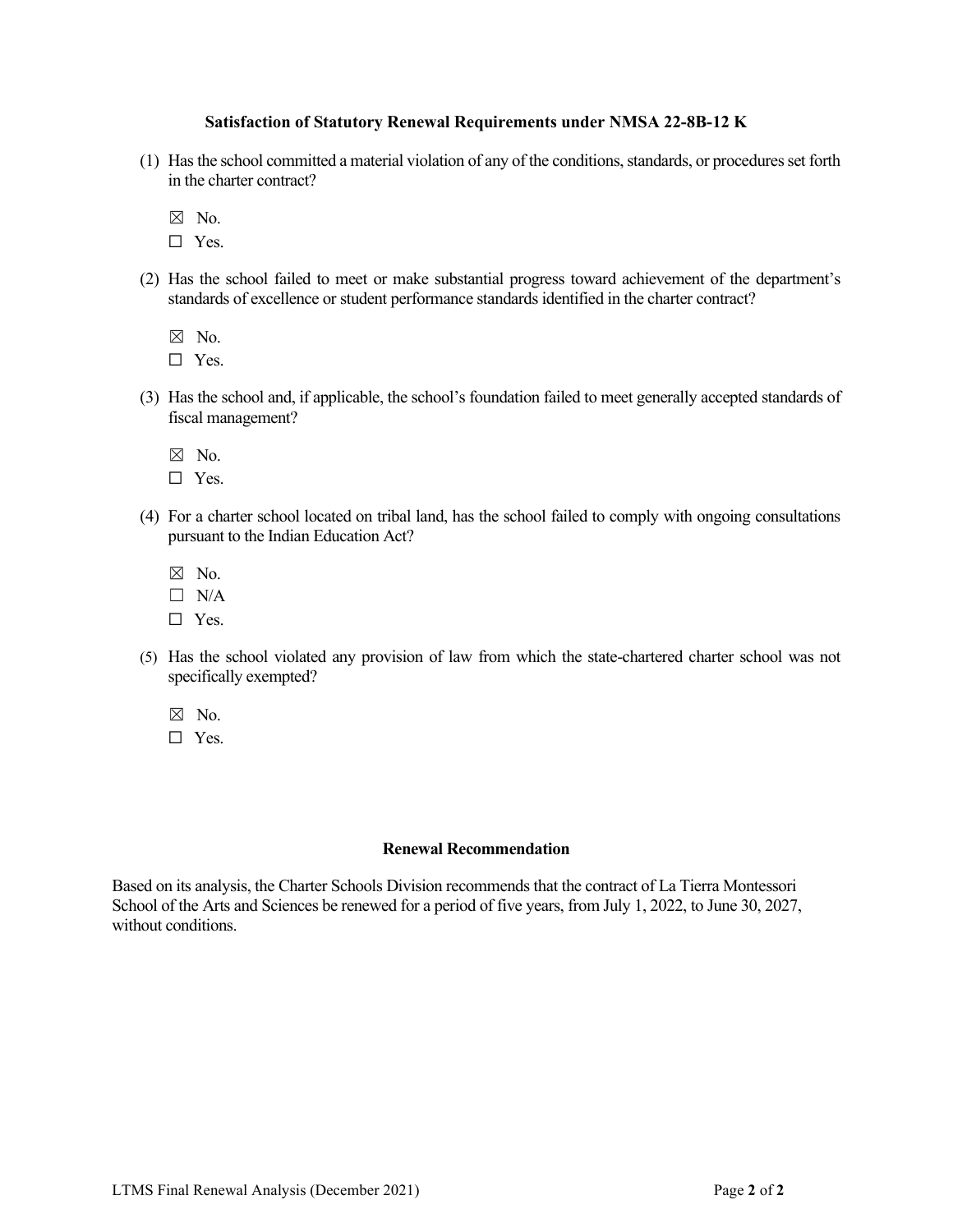### Satisfaction of Statutory Renewal Requirements under NMSA 22-8B-12 K

(1) Has the school committed a material violation of any of the conditions, standards, or procedures set forth in the charter contract?

☒ No.
☐ Yes.

(2) Has the school failed to meet or make substantial progress toward achievement of the department's standards of excellence or student performance standards identified in the charter contract?

☒ No.
☐ Yes.

(3) Has the school and, if applicable, the school's foundation failed to meet generally accepted standards of fiscal management?

☒ No.
☐ Yes.

(4) For a charter school located on tribal land, has the school failed to comply with ongoing consultations pursuant to the Indian Education Act?

☒ No.
☐ N/A
☐ Yes.

(5) Has the school violated any provision of law from which the state-chartered charter school was not specifically exempted?

☒ No.
☐ Yes.

### Renewal Recommendation

Based on its analysis, the Charter Schools Division recommends that the contract of La Tierra Montessori School of the Arts and Sciences be renewed for a period of five years, from July 1, 2022, to June 30, 2027, without conditions.